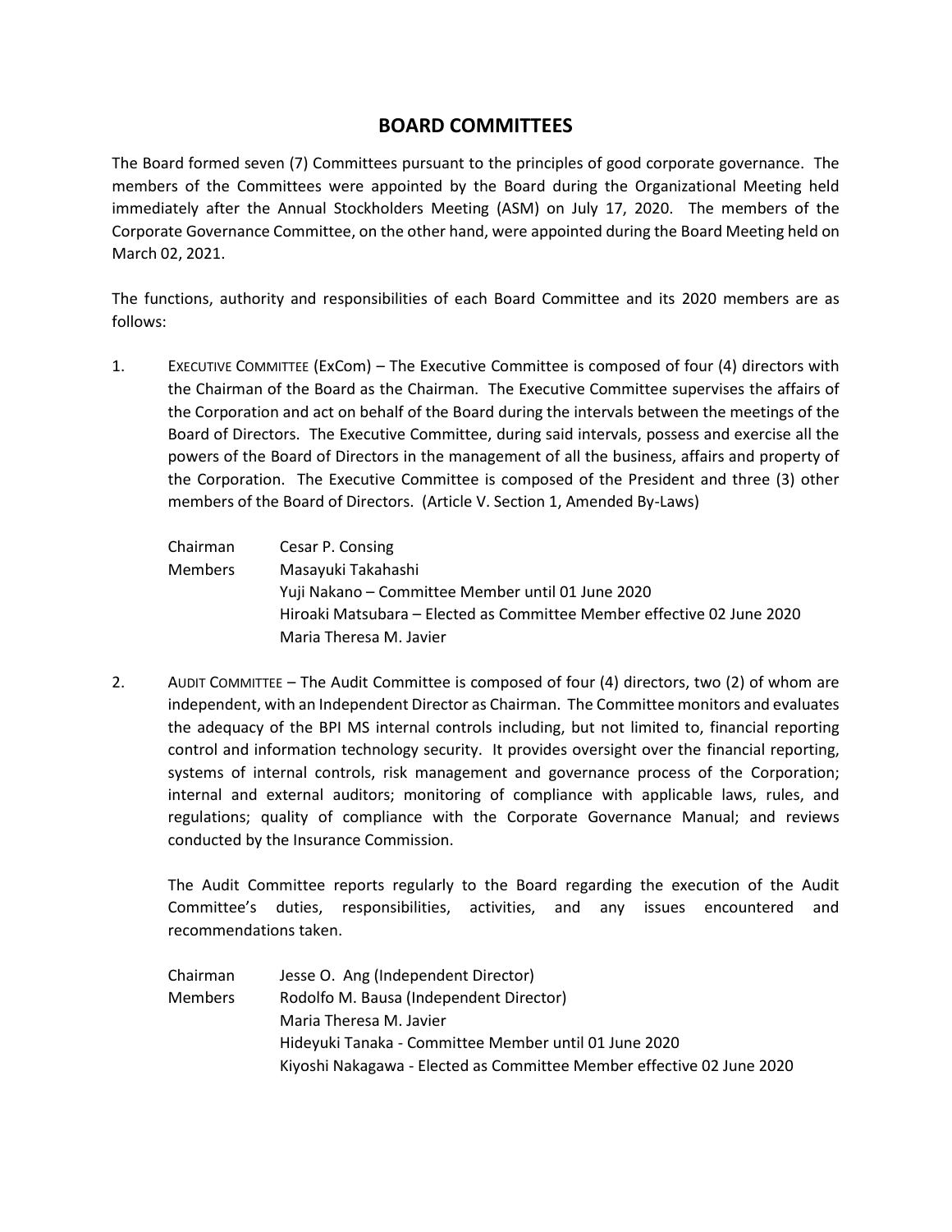# BOARD COMMITTEES

The Board formed seven (7) Committees pursuant to the principles of good corporate governance. The members of the Committees were appointed by the Board during the Organizational Meeting held immediately after the Annual Stockholders Meeting (ASM) on July 17, 2020. The members of the Corporate Governance Committee, on the other hand, were appointed during the Board Meeting held on March 02, 2021.

The functions, authority and responsibilities of each Board Committee and its 2020 members are as follows:

1. EXECUTIVE COMMITTEE (ExCom) – The Executive Committee is composed of four (4) directors with the Chairman of the Board as the Chairman. The Executive Committee supervises the affairs of the Corporation and act on behalf of the Board during the intervals between the meetings of the Board of Directors. The Executive Committee, during said intervals, possess and exercise all the powers of the Board of Directors in the management of all the business, affairs and property of the Corporation. The Executive Committee is composed of the President and three (3) other members of the Board of Directors. (Article V. Section 1, Amended By-Laws)

   Chairman: Cesar P. Consing

   Members: Masayuki Takahashi
   Yuji Nakano – Committee Member until 01 June 2020
   Hiroaki Matsubara – Elected as Committee Member effective 02 June 2020
   Maria Theresa M. Javier

2. AUDIT COMMITTEE – The Audit Committee is composed of four (4) directors, two (2) of whom are independent, with an Independent Director as Chairman. The Committee monitors and evaluates the adequacy of the BPI MS internal controls including, but not limited to, financial reporting control and information technology security. It provides oversight over the financial reporting, systems of internal controls, risk management and governance process of the Corporation; internal and external auditors; monitoring of compliance with applicable laws, rules, and regulations; quality of compliance with the Corporate Governance Manual; and reviews conducted by the Insurance Commission.

   The Audit Committee reports regularly to the Board regarding the execution of the Audit Committee's duties, responsibilities, activities, and any issues encountered and recommendations taken.

   Chairman: Jesse O. Ang (Independent Director)

   Members: Rodolfo M. Bausa (Independent Director)
   Maria Theresa M. Javier
   Hideyuki Tanaka - Committee Member until 01 June 2020
   Kiyoshi Nakagawa - Elected as Committee Member effective 02 June 2020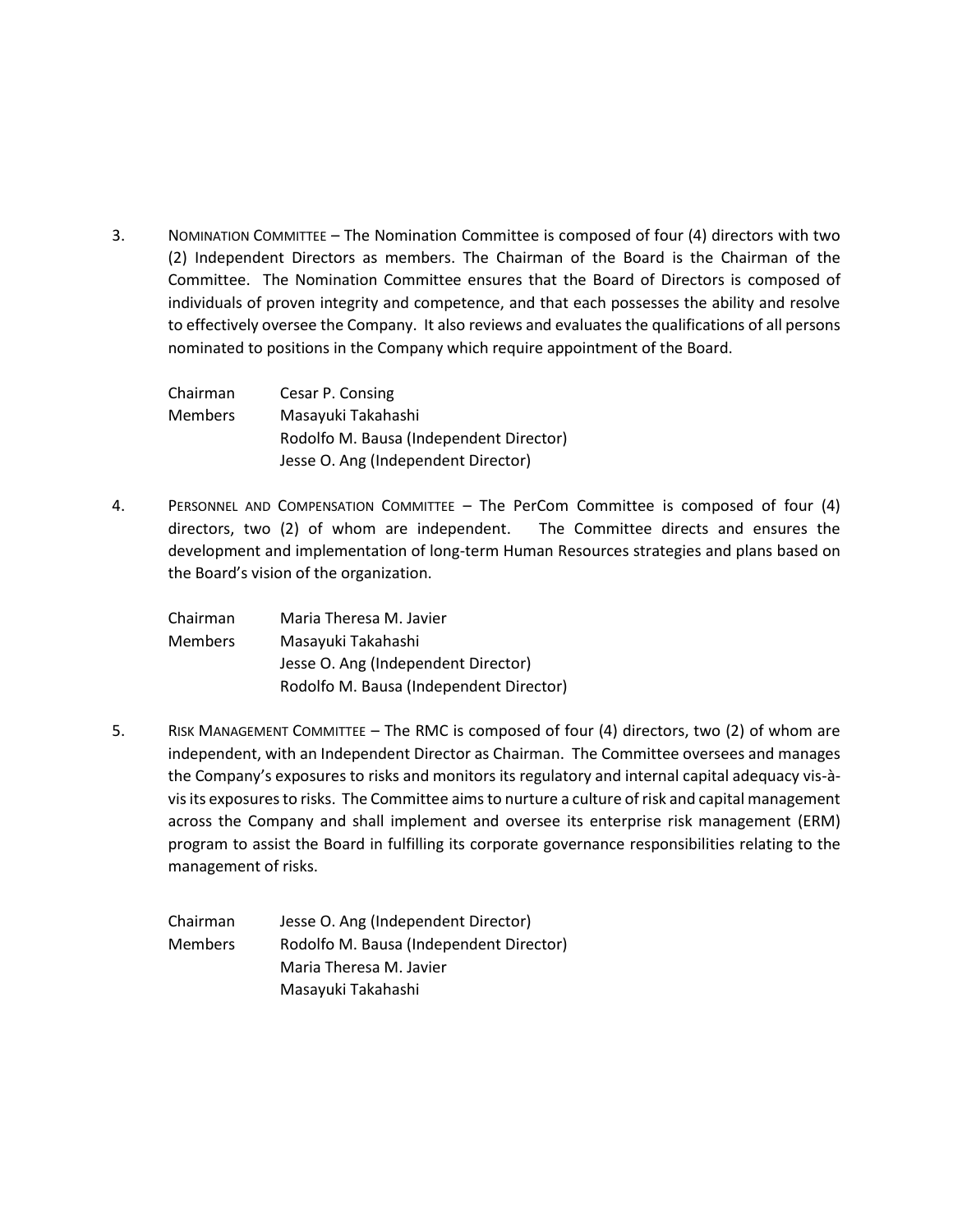3. NOMINATION COMMITTEE – The Nomination Committee is composed of four (4) directors with two (2) Independent Directors as members. The Chairman of the Board is the Chairman of the Committee. The Nomination Committee ensures that the Board of Directors is composed of individuals of proven integrity and competence, and that each possesses the ability and resolve to effectively oversee the Company. It also reviews and evaluates the qualifications of all persons nominated to positions in the Company which require appointment of the Board.

| | |
|---|---|
| Chairman | Cesar P. Consing |
| Members | Masayuki Takahashi |
| | Rodolfo M. Bausa (Independent Director) |
| | Jesse O. Ang (Independent Director) |

4. PERSONNEL AND COMPENSATION COMMITTEE – The PerCom Committee is composed of four (4) directors, two (2) of whom are independent. The Committee directs and ensures the development and implementation of long-term Human Resources strategies and plans based on the Board's vision of the organization.

| | |
|---|---|
| Chairman | Maria Theresa M. Javier |
| Members | Masayuki Takahashi |
| | Jesse O. Ang (Independent Director) |
| | Rodolfo M. Bausa (Independent Director) |

5. RISK MANAGEMENT COMMITTEE – The RMC is composed of four (4) directors, two (2) of whom are independent, with an Independent Director as Chairman. The Committee oversees and manages the Company's exposures to risks and monitors its regulatory and internal capital adequacy vis-à-vis its exposures to risks. The Committee aims to nurture a culture of risk and capital management across the Company and shall implement and oversee its enterprise risk management (ERM) program to assist the Board in fulfilling its corporate governance responsibilities relating to the management of risks.

| | |
|---|---|
| Chairman | Jesse O. Ang (Independent Director) |
| Members | Rodolfo M. Bausa (Independent Director) |
| | Maria Theresa M. Javier |
| | Masayuki Takahashi |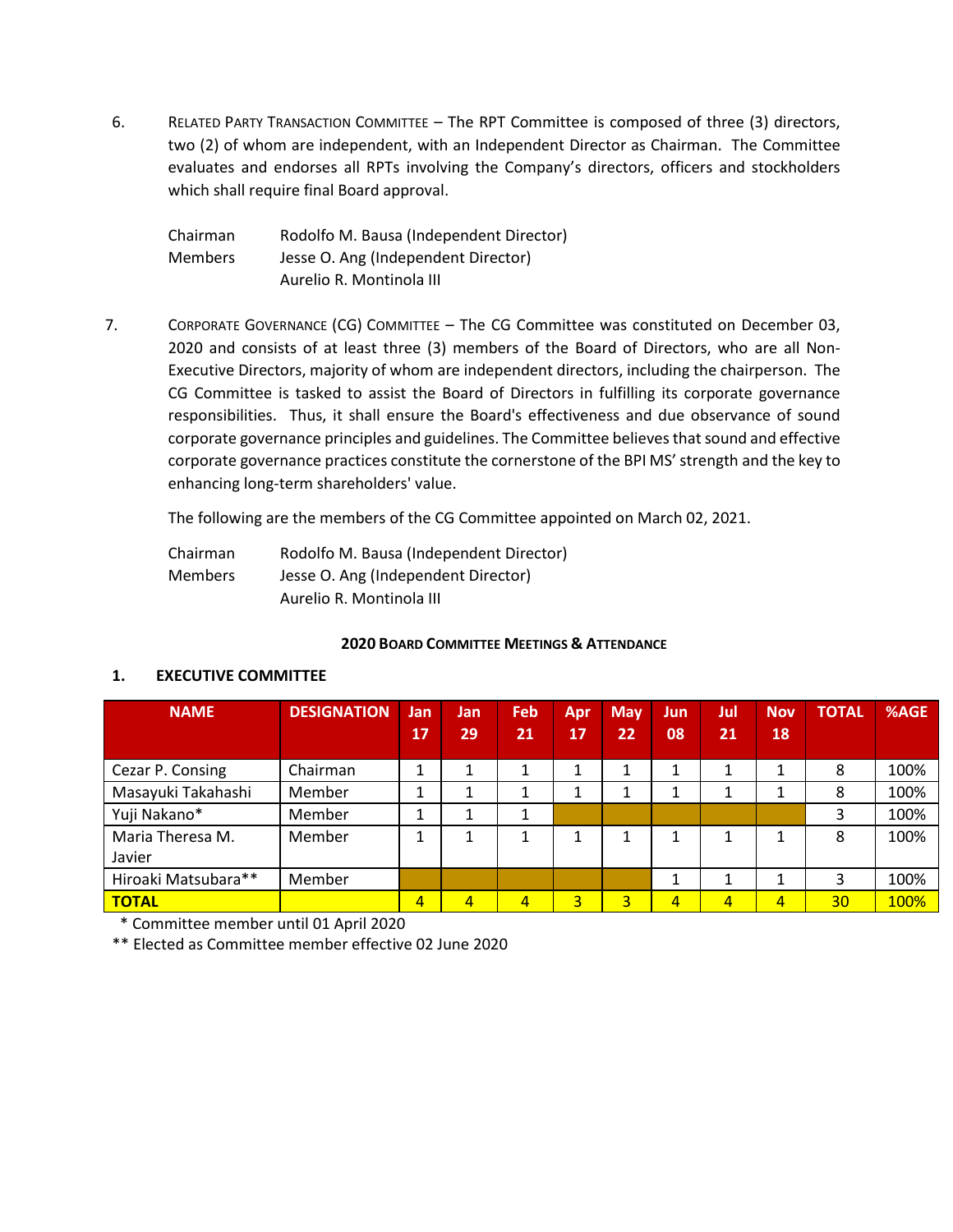6. RELATED PARTY TRANSACTION COMMITTEE – The RPT Committee is composed of three (3) directors, two (2) of whom are independent, with an Independent Director as Chairman. The Committee evaluates and endorses all RPTs involving the Company's directors, officers and stockholders which shall require final Board approval.

   Chairman — Rodolfo M. Bausa (Independent Director)
   Members — Jesse O. Ang (Independent Director)
   Aurelio R. Montinola III

7. CORPORATE GOVERNANCE (CG) COMMITTEE – The CG Committee was constituted on December 03, 2020 and consists of at least three (3) members of the Board of Directors, who are all Non-Executive Directors, majority of whom are independent directors, including the chairperson. The CG Committee is tasked to assist the Board of Directors in fulfilling its corporate governance responsibilities. Thus, it shall ensure the Board's effectiveness and due observance of sound corporate governance principles and guidelines. The Committee believes that sound and effective corporate governance practices constitute the cornerstone of the BPI MS' strength and the key to enhancing long-term shareholders' value.

   The following are the members of the CG Committee appointed on March 02, 2021.

   Chairman — Rodolfo M. Bausa (Independent Director)
   Members — Jesse O. Ang (Independent Director)
   Aurelio R. Montinola III

**2020 BOARD COMMITTEE MEETINGS & ATTENDANCE**

**1. EXECUTIVE COMMITTEE**

| NAME | DESIGNATION | Jan 17 | Jan 29 | Feb 21 | Apr 17 | May 22 | Jun 08 | Jul 21 | Nov 18 | TOTAL | %AGE |
|---|---|---|---|---|---|---|---|---|---|---|---|
| Cezar P. Consing | Chairman | 1 | 1 | 1 | 1 | 1 | 1 | 1 | 1 | 8 | 100% |
| Masayuki Takahashi | Member | 1 | 1 | 1 | 1 | 1 | 1 | 1 | 1 | 8 | 100% |
| Yuji Nakano* | Member | 1 | 1 | 1 | | | | | | 3 | 100% |
| Maria Theresa M. Javier | Member | 1 | 1 | 1 | 1 | 1 | 1 | 1 | 1 | 8 | 100% |
| Hiroaki Matsubara** | Member | | | | | | 1 | 1 | 1 | 3 | 100% |
| **TOTAL** | | 4 | 4 | 4 | 3 | 3 | 4 | 4 | 4 | 30 | 100% |

\* Committee member until 01 April 2020

** Elected as Committee member effective 02 June 2020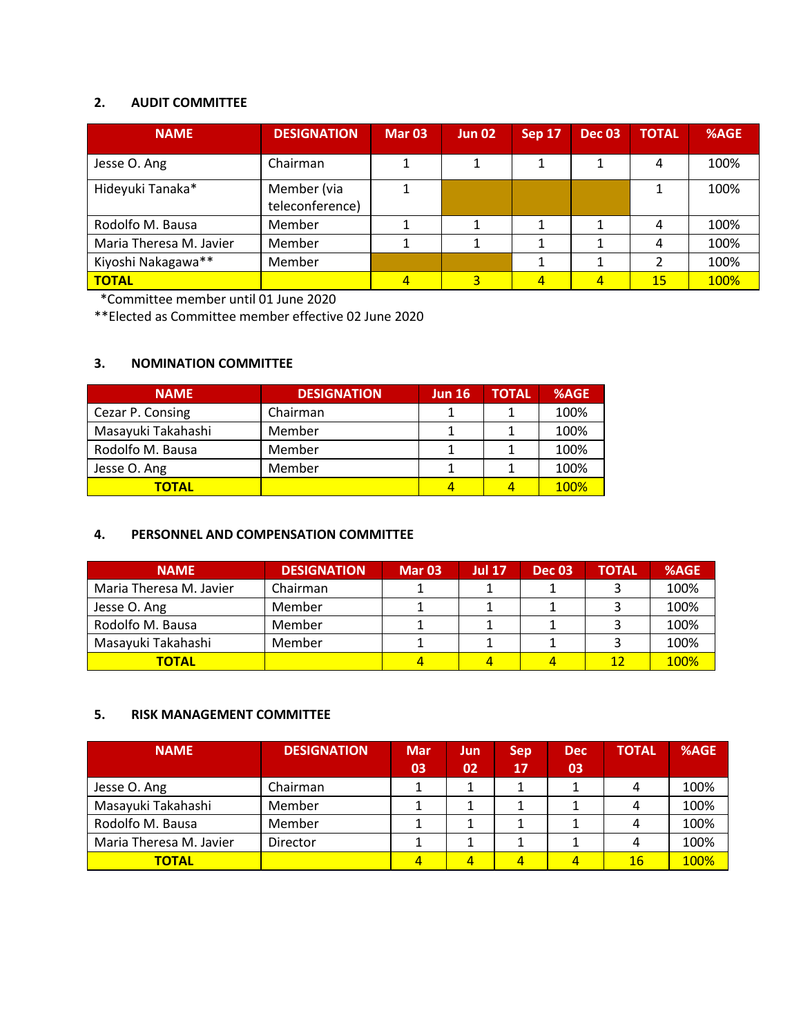### 2. AUDIT COMMITTEE

| NAME | DESIGNATION | Mar 03 | Jun 02 | Sep 17 | Dec 03 | TOTAL | %AGE |
|---|---|---|---|---|---|---|---|
| Jesse O. Ang | Chairman | 1 | 1 | 1 | 1 | 4 | 100% |
| Hideyuki Tanaka* | Member (via teleconference) | 1 | | | | 1 | 100% |
| Rodolfo M. Bausa | Member | 1 | 1 | 1 | 1 | 4 | 100% |
| Maria Theresa M. Javier | Member | 1 | 1 | 1 | 1 | 4 | 100% |
| Kiyoshi Nakagawa** | Member | | | 1 | 1 | 2 | 100% |
| **TOTAL** | | 4 | 3 | 4 | 4 | 15 | 100% |

*Committee member until 01 June 2020

**Elected as Committee member effective 02 June 2020

### 3. NOMINATION COMMITTEE

| NAME | DESIGNATION | Jun 16 | TOTAL | %AGE |
|---|---|---|---|---|
| Cezar P. Consing | Chairman | 1 | 1 | 100% |
| Masayuki Takahashi | Member | 1 | 1 | 100% |
| Rodolfo M. Bausa | Member | 1 | 1 | 100% |
| Jesse O. Ang | Member | 1 | 1 | 100% |
| **TOTAL** | | 4 | 4 | 100% |

### 4. PERSONNEL AND COMPENSATION COMMITTEE

| NAME | DESIGNATION | Mar 03 | Jul 17 | Dec 03 | TOTAL | %AGE |
|---|---|---|---|---|---|---|
| Maria Theresa M. Javier | Chairman | 1 | 1 | 1 | 3 | 100% |
| Jesse O. Ang | Member | 1 | 1 | 1 | 3 | 100% |
| Rodolfo M. Bausa | Member | 1 | 1 | 1 | 3 | 100% |
| Masayuki Takahashi | Member | 1 | 1 | 1 | 3 | 100% |
| **TOTAL** | | 4 | 4 | 4 | 12 | 100% |

### 5. RISK MANAGEMENT COMMITTEE

| NAME | DESIGNATION | Mar 03 | Jun 02 | Sep 17 | Dec 03 | TOTAL | %AGE |
|---|---|---|---|---|---|---|---|
| Jesse O. Ang | Chairman | 1 | 1 | 1 | 1 | 4 | 100% |
| Masayuki Takahashi | Member | 1 | 1 | 1 | 1 | 4 | 100% |
| Rodolfo M. Bausa | Member | 1 | 1 | 1 | 1 | 4 | 100% |
| Maria Theresa M. Javier | Director | 1 | 1 | 1 | 1 | 4 | 100% |
| **TOTAL** | | 4 | 4 | 4 | 4 | 16 | 100% |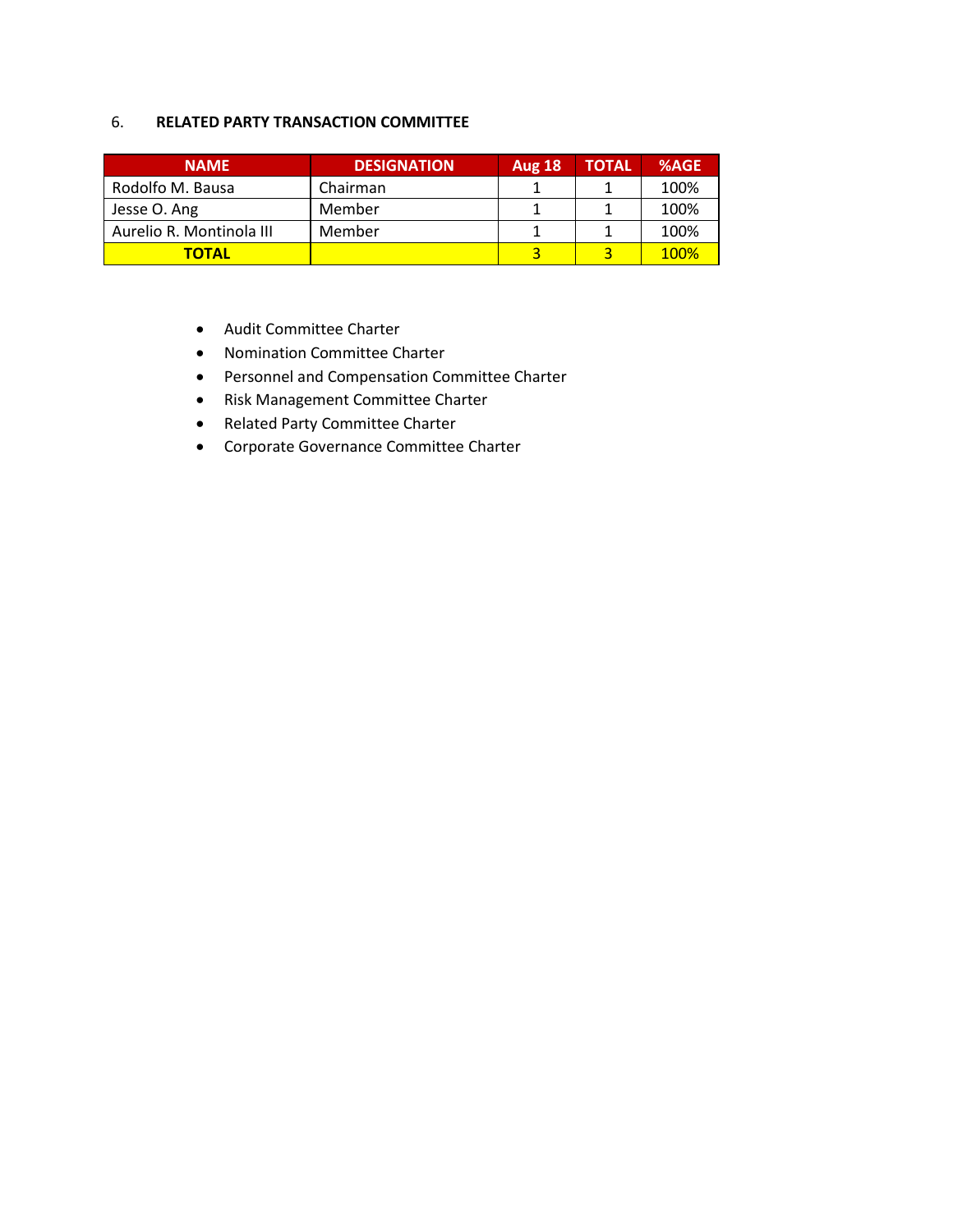6. **RELATED PARTY TRANSACTION COMMITTEE**

| NAME | DESIGNATION | Aug 18 | TOTAL | %AGE |
|---|---|---|---|---|
| Rodolfo M. Bausa | Chairman | 1 | 1 | 100% |
| Jesse O. Ang | Member | 1 | 1 | 100% |
| Aurelio R. Montinola III | Member | 1 | 1 | 100% |
| **TOTAL** | | 3 | 3 | 100% |

- Audit Committee Charter
- Nomination Committee Charter
- Personnel and Compensation Committee Charter
- Risk Management Committee Charter
- Related Party Committee Charter
- Corporate Governance Committee Charter